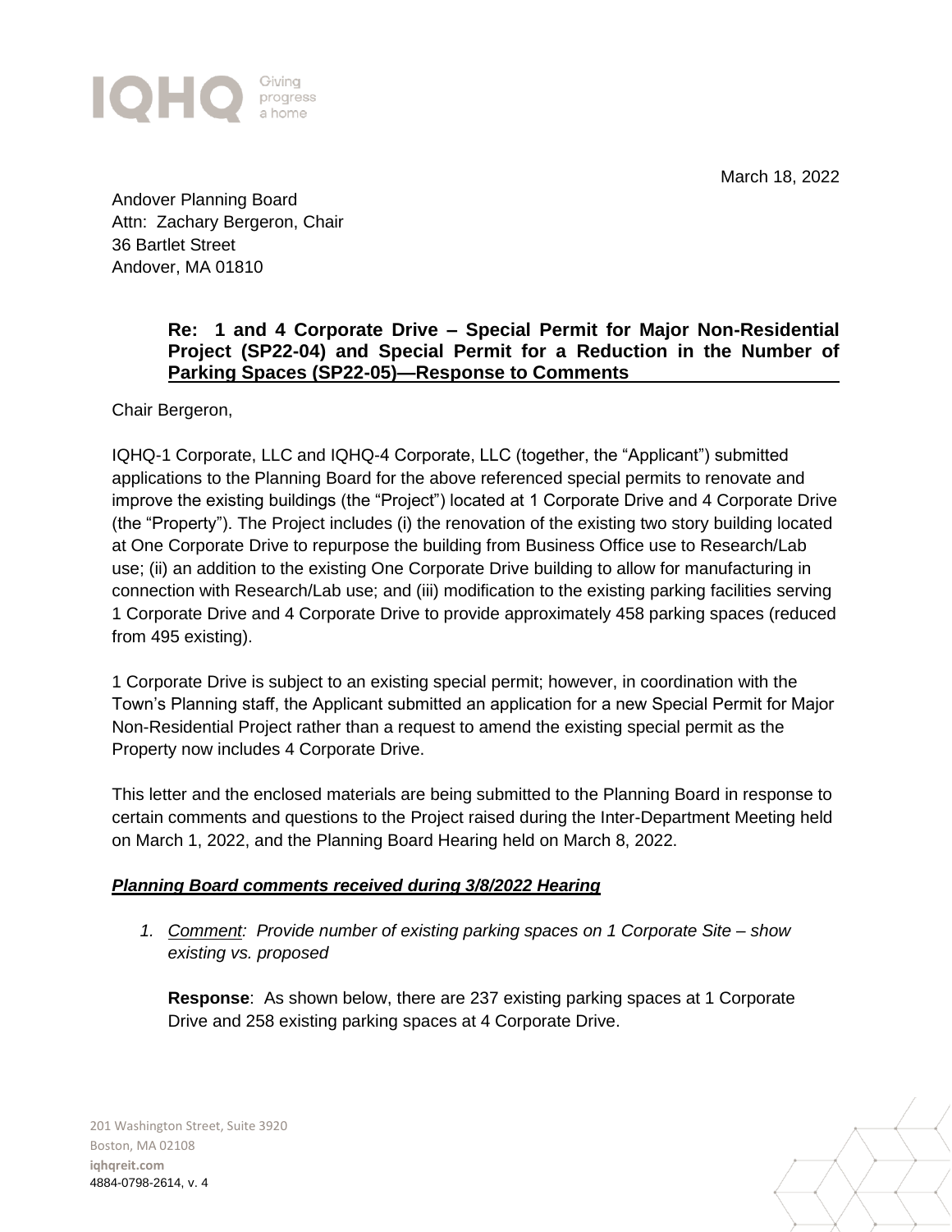IQHQ Giving progress a home

March 18, 2022

Andover Planning Board
Attn: Zachary Bergeron, Chair
36 Bartlet Street
Andover, MA 01810

**Re: 1 and 4 Corporate Drive – Special Permit for Major Non-Residential Project (SP22-04) and Special Permit for a Reduction in the Number of Parking Spaces (SP22-05)—Response to Comments**

Chair Bergeron,

IQHQ-1 Corporate, LLC and IQHQ-4 Corporate, LLC (together, the "Applicant") submitted applications to the Planning Board for the above referenced special permits to renovate and improve the existing buildings (the "Project") located at 1 Corporate Drive and 4 Corporate Drive (the "Property"). The Project includes (i) the renovation of the existing two story building located at One Corporate Drive to repurpose the building from Business Office use to Research/Lab use; (ii) an addition to the existing One Corporate Drive building to allow for manufacturing in connection with Research/Lab use; and (iii) modification to the existing parking facilities serving 1 Corporate Drive and 4 Corporate Drive to provide approximately 458 parking spaces (reduced from 495 existing).

1 Corporate Drive is subject to an existing special permit; however, in coordination with the Town's Planning staff, the Applicant submitted an application for a new Special Permit for Major Non-Residential Project rather than a request to amend the existing special permit as the Property now includes 4 Corporate Drive.

This letter and the enclosed materials are being submitted to the Planning Board in response to certain comments and questions to the Project raised during the Inter-Department Meeting held on March 1, 2022, and the Planning Board Hearing held on March 8, 2022.

***Planning Board comments received during 3/8/2022 Hearing***

1. *Comment: Provide number of existing parking spaces on 1 Corporate Site – show existing vs. proposed*

   **Response**: As shown below, there are 237 existing parking spaces at 1 Corporate Drive and 258 existing parking spaces at 4 Corporate Drive.

201 Washington Street, Suite 3920
Boston, MA 02108
**iqhqreit.com**
4884-0798-2614, v. 4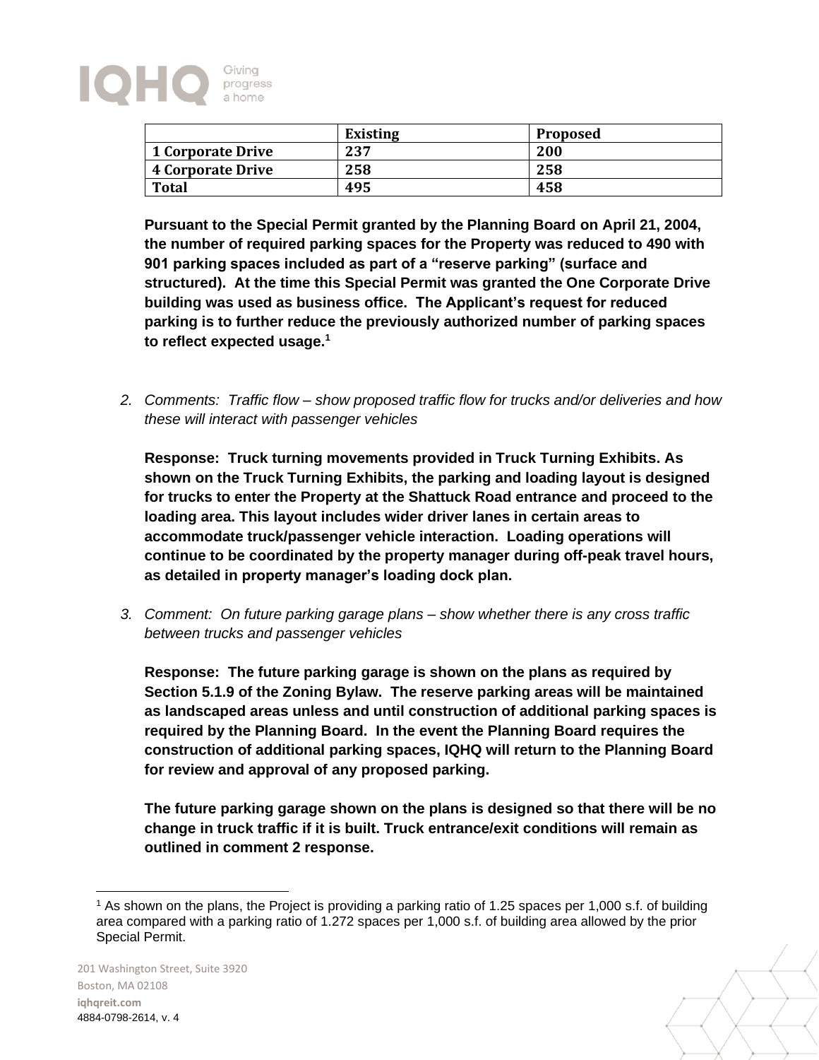| | Existing | Proposed |
|---|---|---|
| 1 Corporate Drive | 237 | 200 |
| 4 Corporate Drive | 258 | 258 |
| Total | 495 | 458 |

**Pursuant to the Special Permit granted by the Planning Board on April 21, 2004, the number of required parking spaces for the Property was reduced to 490 with 901 parking spaces included as part of a "reserve parking" (surface and structured). At the time this Special Permit was granted the One Corporate Drive building was used as business office. The Applicant's request for reduced parking is to further reduce the previously authorized number of parking spaces to reflect expected usage.[1]**

2. *Comments: Traffic flow – show proposed traffic flow for trucks and/or deliveries and how these will interact with passenger vehicles*

   **Response: Truck turning movements provided in Truck Turning Exhibits. As shown on the Truck Turning Exhibits, the parking and loading layout is designed for trucks to enter the Property at the Shattuck Road entrance and proceed to the loading area. This layout includes wider driver lanes in certain areas to accommodate truck/passenger vehicle interaction. Loading operations will continue to be coordinated by the property manager during off-peak travel hours, as detailed in property manager's loading dock plan.**

3. *Comment: On future parking garage plans – show whether there is any cross traffic between trucks and passenger vehicles*

   **Response: The future parking garage is shown on the plans as required by Section 5.1.9 of the Zoning Bylaw. The reserve parking areas will be maintained as landscaped areas unless and until construction of additional parking spaces is required by the Planning Board. In the event the Planning Board requires the construction of additional parking spaces, IQHQ will return to the Planning Board for review and approval of any proposed parking.**

   **The future parking garage shown on the plans is designed so that there will be no change in truck traffic if it is built. Truck entrance/exit conditions will remain as outlined in comment 2 response.**

---

[1] As shown on the plans, the Project is providing a parking ratio of 1.25 spaces per 1,000 s.f. of building area compared with a parking ratio of 1.272 spaces per 1,000 s.f. of building area allowed by the prior Special Permit.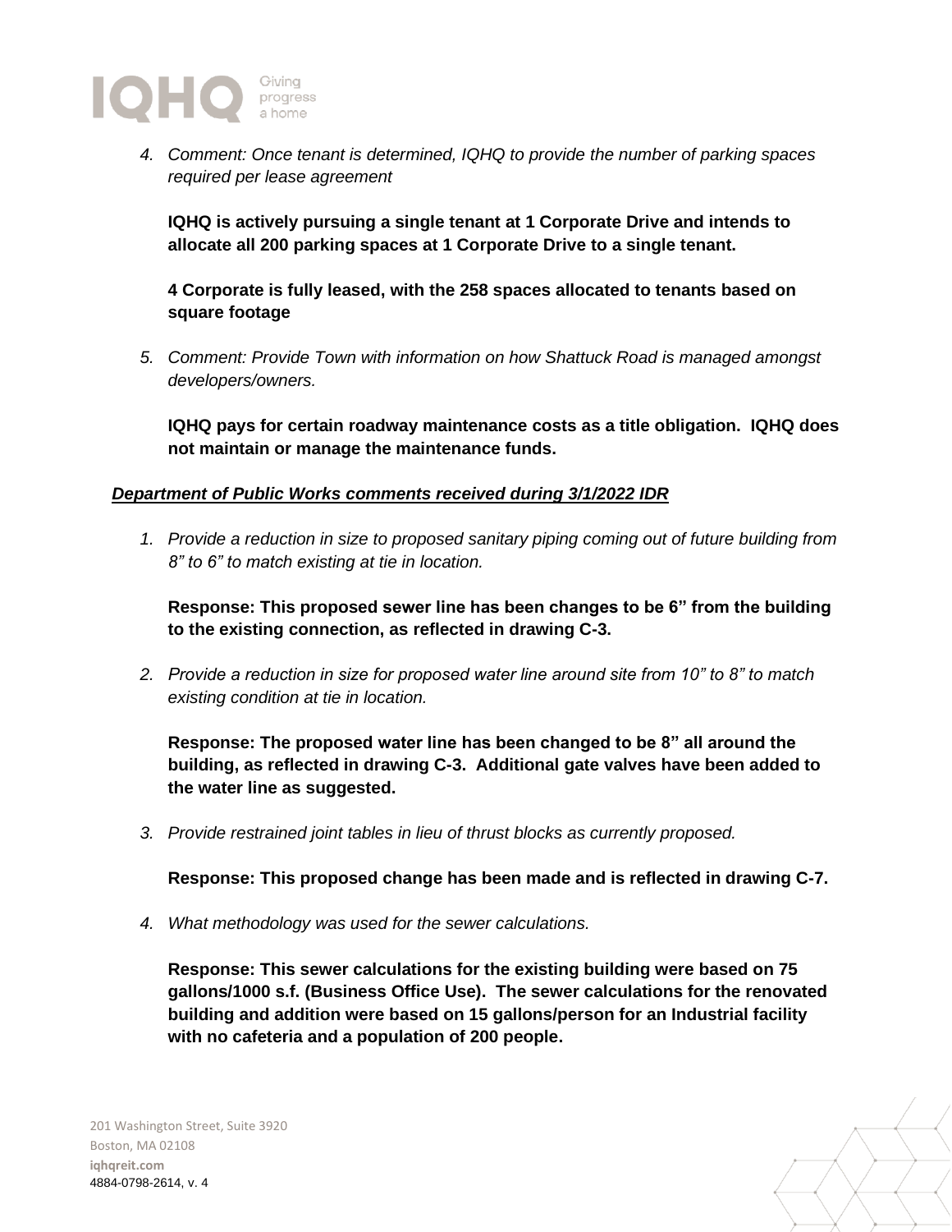4. *Comment: Once tenant is determined, IQHQ to provide the number of parking spaces required per lease agreement*

   **IQHQ is actively pursuing a single tenant at 1 Corporate Drive and intends to allocate all 200 parking spaces at 1 Corporate Drive to a single tenant.**

   **4 Corporate is fully leased, with the 258 spaces allocated to tenants based on square footage**

5. *Comment: Provide Town with information on how Shattuck Road is managed amongst developers/owners.*

   **IQHQ pays for certain roadway maintenance costs as a title obligation. IQHQ does not maintain or manage the maintenance funds.**

***<u>Department of Public Works comments received during 3/1/2022 IDR</u>***

1. *Provide a reduction in size to proposed sanitary piping coming out of future building from 8" to 6" to match existing at tie in location.*

   **Response: This proposed sewer line has been changes to be 6" from the building to the existing connection, as reflected in drawing C-3.**

2. *Provide a reduction in size for proposed water line around site from 10" to 8" to match existing condition at tie in location.*

   **Response: The proposed water line has been changed to be 8" all around the building, as reflected in drawing C-3. Additional gate valves have been added to the water line as suggested.**

3. *Provide restrained joint tables in lieu of thrust blocks as currently proposed.*

   **Response: This proposed change has been made and is reflected in drawing C-7.**

4. *What methodology was used for the sewer calculations.*

   **Response: This sewer calculations for the existing building were based on 75 gallons/1000 s.f. (Business Office Use). The sewer calculations for the renovated building and addition were based on 15 gallons/person for an Industrial facility with no cafeteria and a population of 200 people.**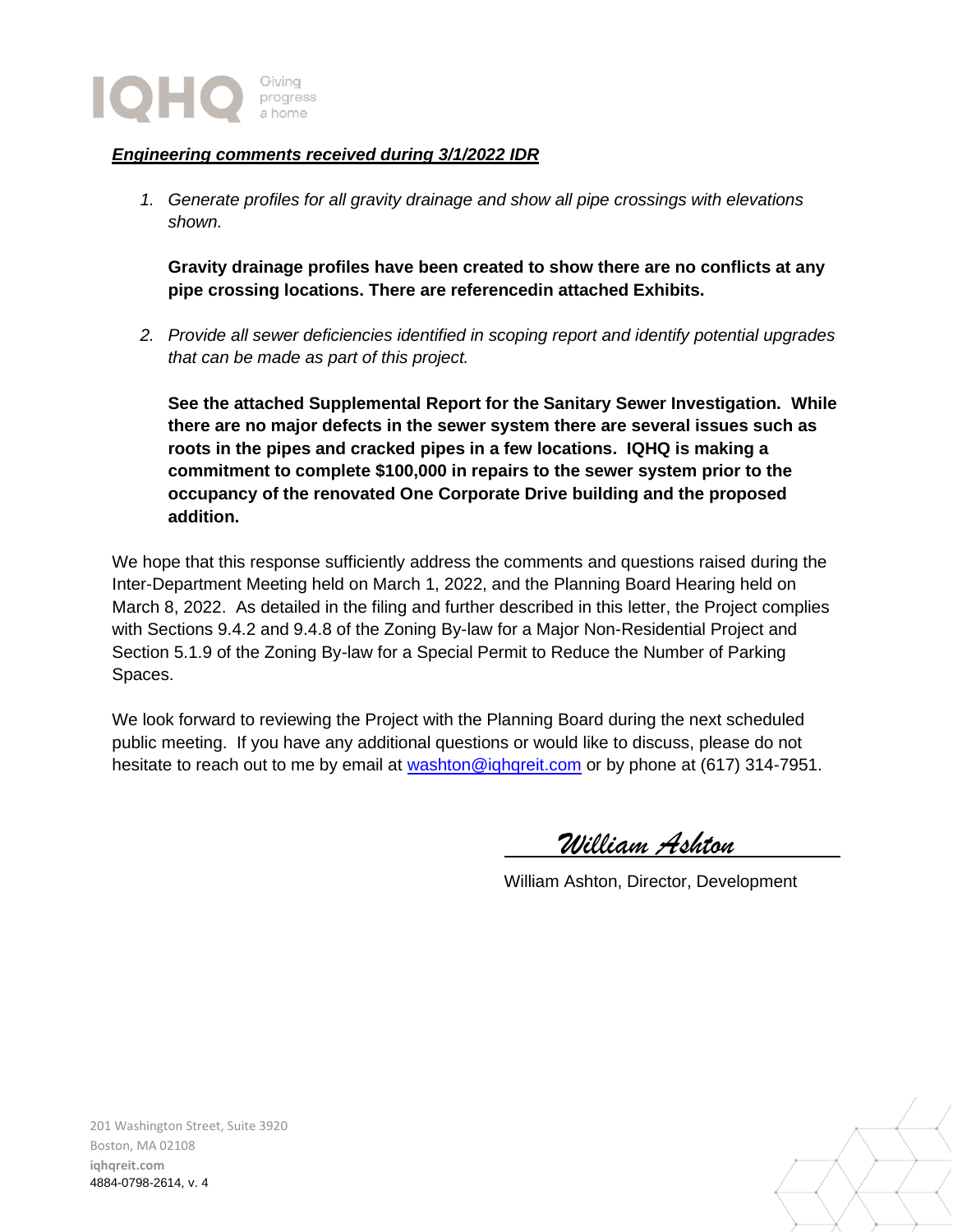***Engineering comments received during 3/1/2022 IDR***

1. *Generate profiles for all gravity drainage and show all pipe crossings with elevations shown.*

   **Gravity drainage profiles have been created to show there are no conflicts at any pipe crossing locations. There are referencedin attached Exhibits.**

2. *Provide all sewer deficiencies identified in scoping report and identify potential upgrades that can be made as part of this project.*

   **See the attached Supplemental Report for the Sanitary Sewer Investigation. While there are no major defects in the sewer system there are several issues such as roots in the pipes and cracked pipes in a few locations. IQHQ is making a commitment to complete $100,000 in repairs to the sewer system prior to the occupancy of the renovated One Corporate Drive building and the proposed addition.**

We hope that this response sufficiently address the comments and questions raised during the Inter-Department Meeting held on March 1, 2022, and the Planning Board Hearing held on March 8, 2022. As detailed in the filing and further described in this letter, the Project complies with Sections 9.4.2 and 9.4.8 of the Zoning By-law for a Major Non-Residential Project and Section 5.1.9 of the Zoning By-law for a Special Permit to Reduce the Number of Parking Spaces.

We look forward to reviewing the Project with the Planning Board during the next scheduled public meeting. If you have any additional questions or would like to discuss, please do not hesitate to reach out to me by email at washton@iqhqreit.com or by phone at (617) 314-7951.

*William Ashton*

William Ashton, Director, Development

201 Washington Street, Suite 3920
Boston, MA 02108
**iqhqreit.com**
4884-0798-2614, v. 4